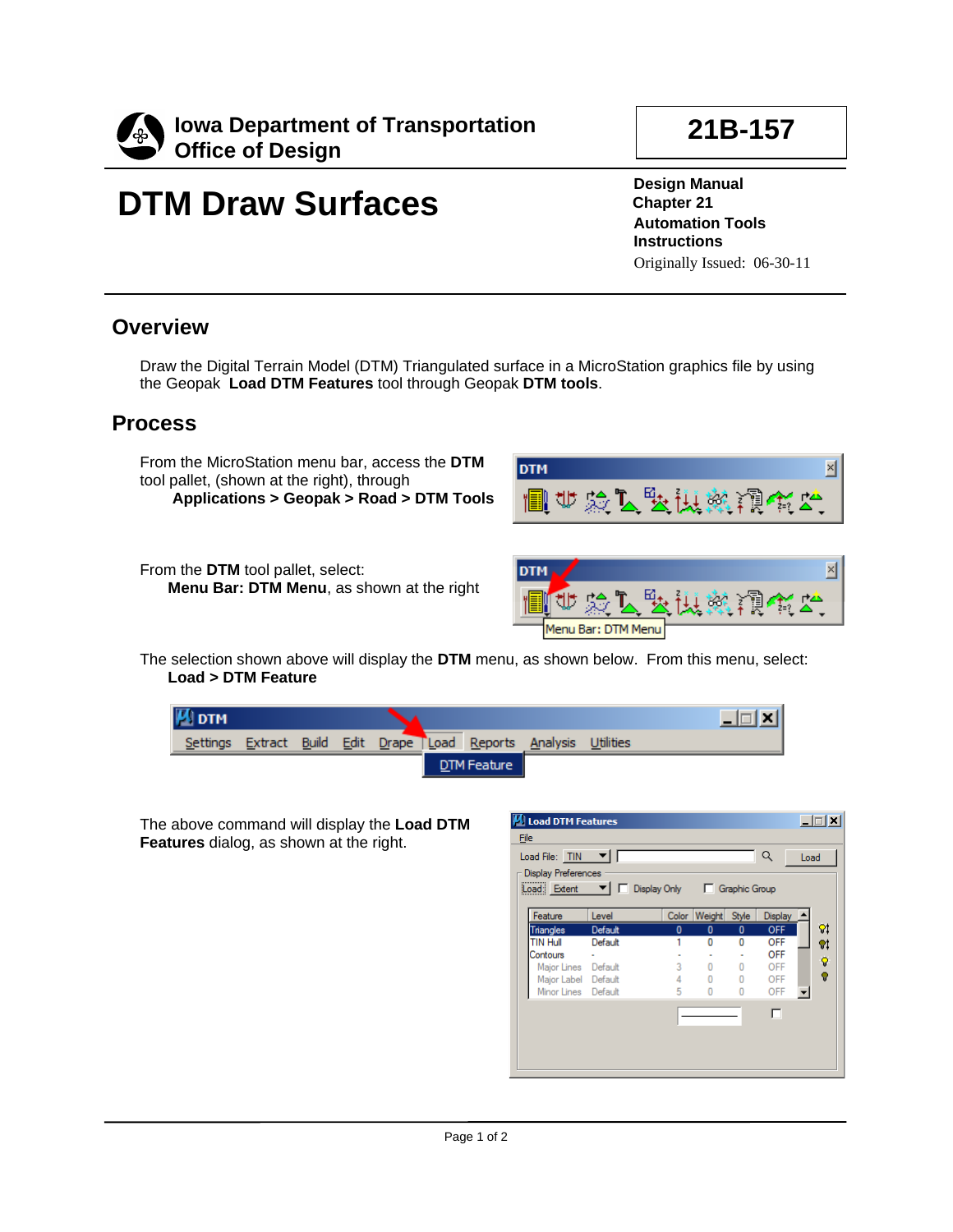Iowa Department of Transportation
Office of Design

**21B-157**

# DTM Draw Surfaces

**Design Manual**
**Chapter 21**
**Automation Tools**
**Instructions**
Originally Issued: 06-30-11

## Overview

Draw the Digital Terrain Model (DTM) Triangulated surface in a MicroStation graphics file by using the Geopak **Load DTM Features** tool through Geopak **DTM tools**.

## Process

From the MicroStation menu bar, access the **DTM** tool pallet, (shown at the right), through
**Applications > Geopak > Road > DTM Tools**

From the **DTM** tool pallet, select:
**Menu Bar: DTM Menu**, as shown at the right

The selection shown above will display the **DTM** menu, as shown below. From this menu, select:
**Load > DTM Feature**

The above command will display the **Load DTM Features** dialog, as shown at the right.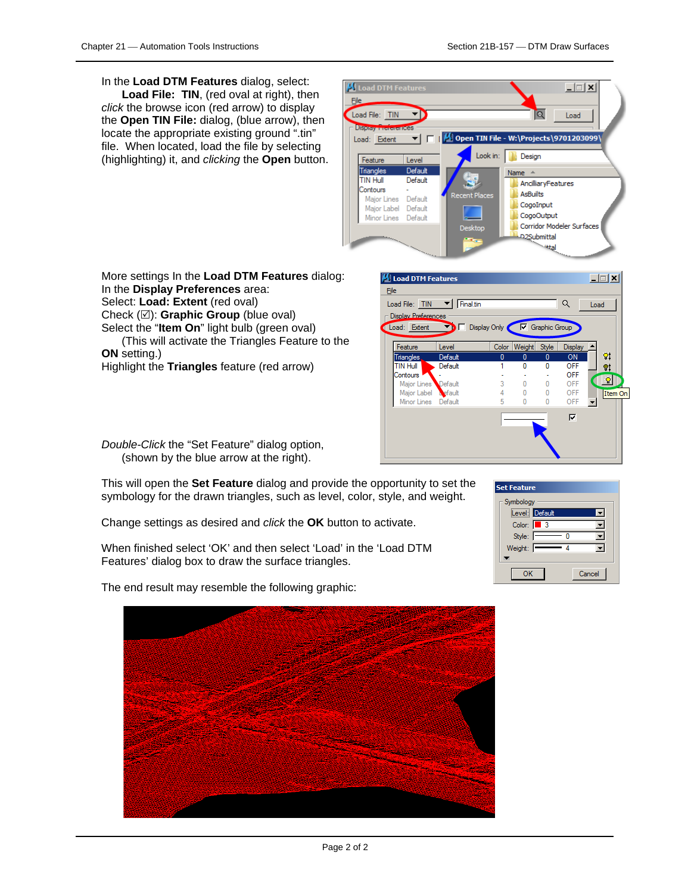In the **Load DTM Features** dialog, select:

**Load File: TIN**, (red oval at right), then *click* the browse icon (red arrow) to display the **Open TIN File:** dialog, (blue arrow), then locate the appropriate existing ground ".tin" file. When located, load the file by selecting (highlighting) it, and *clicking* the **Open** button.

More settings In the **Load DTM Features** dialog:
In the **Display Preferences** area:
Select: **Load: Extent** (red oval)
Check (☑): **Graphic Group** (blue oval)
Select the "**Item On**" light bulb (green oval)
(This will activate the Triangles Feature to the **ON** setting.)
Highlight the **Triangles** feature (red arrow)

*Double-Click* the "Set Feature" dialog option, (shown by the blue arrow at the right).

This will open the **Set Feature** dialog and provide the opportunity to set the symbology for the drawn triangles, such as level, color, style, and weight.

Change settings as desired and *click* the **OK** button to activate.

When finished select 'OK' and then select 'Load' in the 'Load DTM Features' dialog box to draw the surface triangles.

The end result may resemble the following graphic: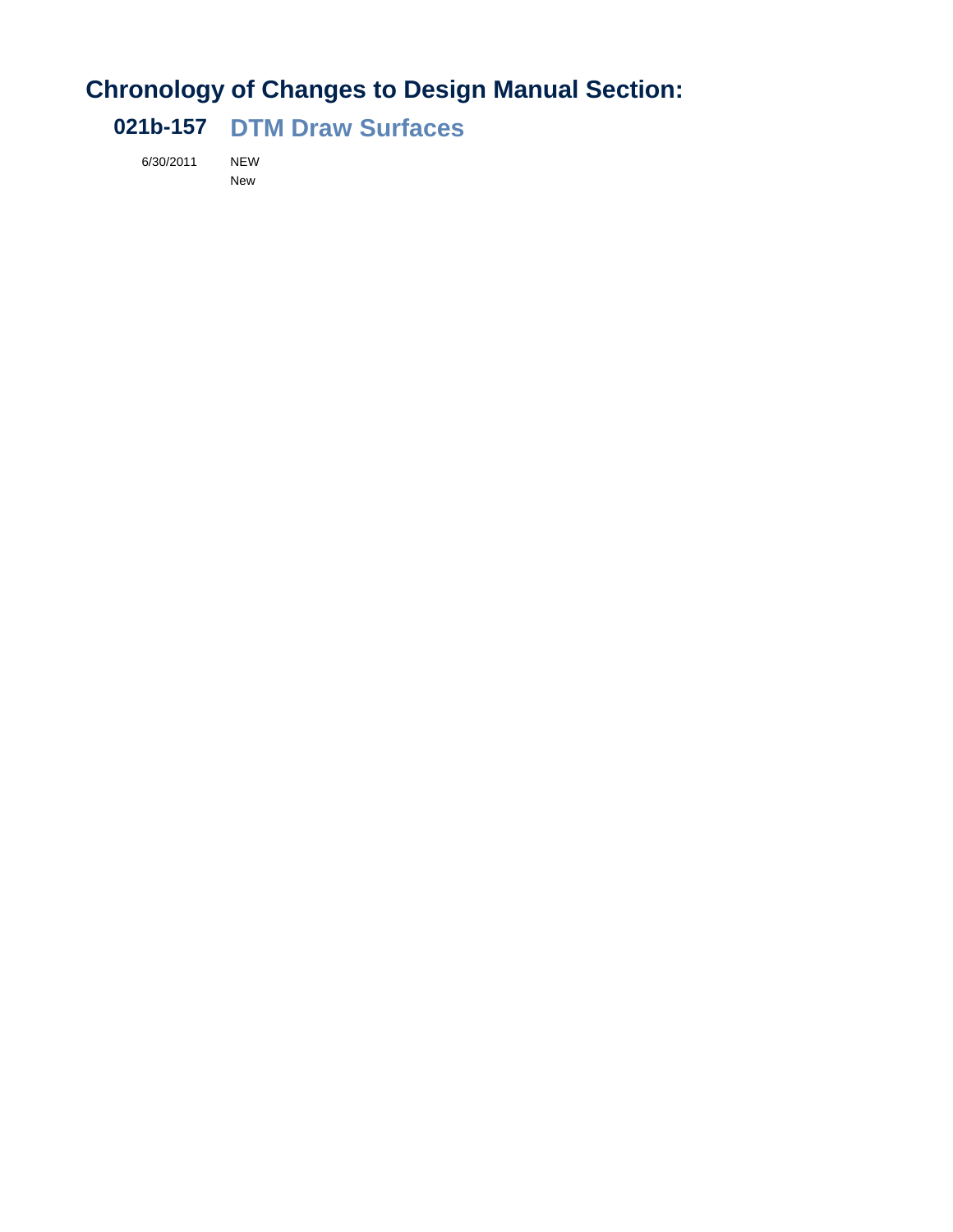# Chronology of Changes to Design Manual Section:

## 021b-157 DTM Draw Surfaces

| | |
|---|---|
| 6/30/2011 | NEW<br>New |